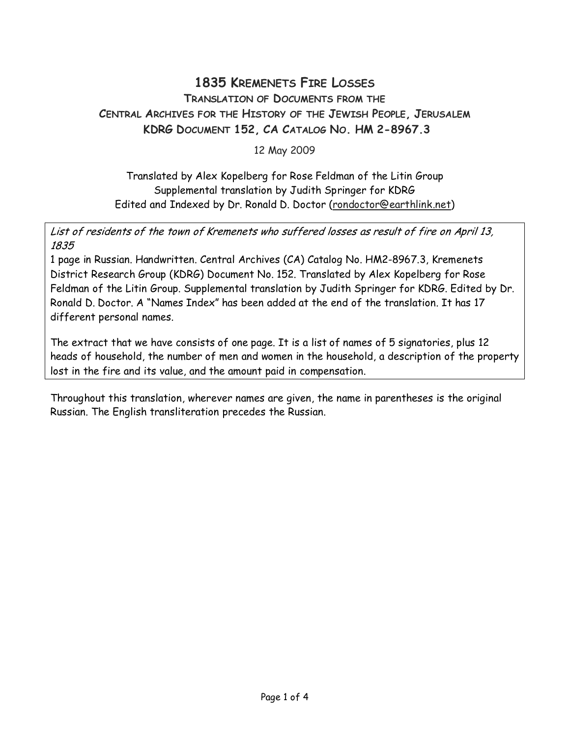# 1835 Kremenets Fire Losses

## Translation of Documents from the Central Archives for the History of the Jewish People, Jerusalem

## KDRG Document 152, CA Catalog No. HM 2-8967.3

12 May 2009

Translated by Alex Kopelberg for Rose Feldman of the Litin Group
Supplemental translation by Judith Springer for KDRG
Edited and Indexed by Dr. Ronald D. Doctor (rondoctor@earthlink.net)

*List of residents of the town of Kremenets who suffered losses as result of fire on April 13, 1835*

1 page in Russian. Handwritten. Central Archives (CA) Catalog No. HM2-8967.3, Kremenets District Research Group (KDRG) Document No. 152. Translated by Alex Kopelberg for Rose Feldman of the Litin Group. Supplemental translation by Judith Springer for KDRG. Edited by Dr. Ronald D. Doctor. A "Names Index" has been added at the end of the translation. It has 17 different personal names.

The extract that we have consists of one page. It is a list of names of 5 signatories, plus 12 heads of household, the number of men and women in the household, a description of the property lost in the fire and its value, and the amount paid in compensation.

Throughout this translation, wherever names are given, the name in parentheses is the original Russian. The English transliteration precedes the Russian.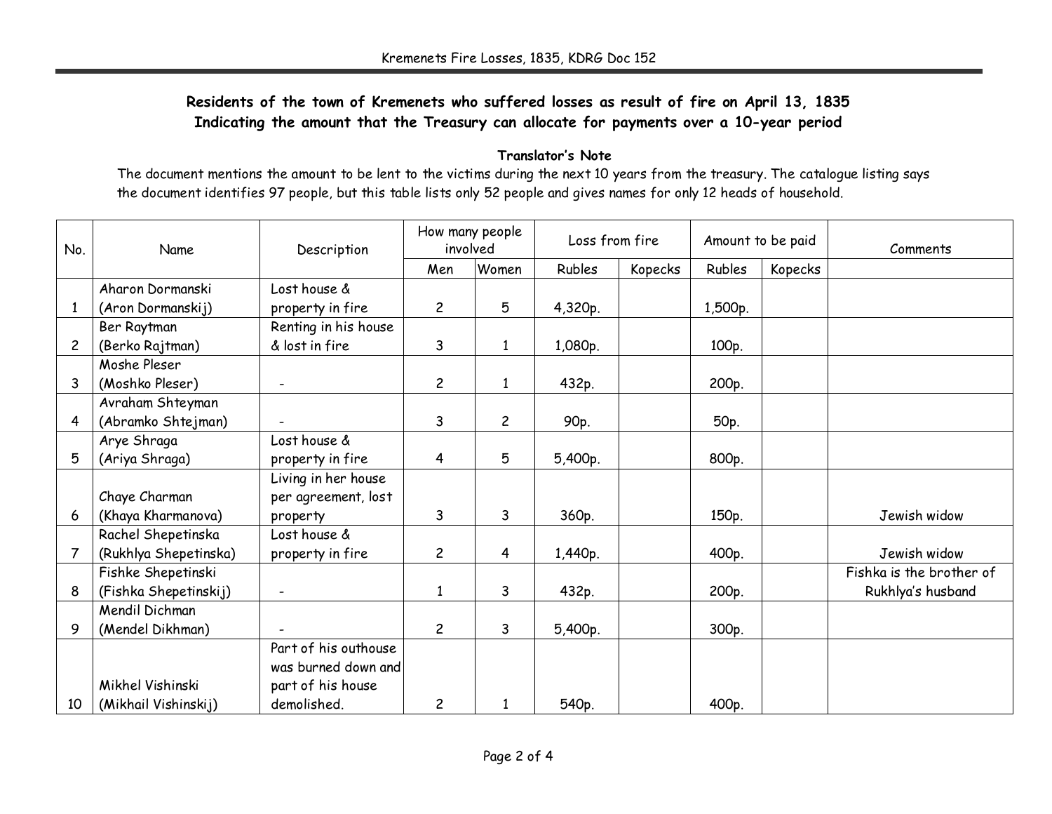**Residents of the town of Kremenets who suffered losses as result of fire on April 13, 1835**
**Indicating the amount that the Treasury can allocate for payments over a 10-year period**

**Translator's Note**

The document mentions the amount to be lent to the victims during the next 10 years from the treasury. The catalogue listing says the document identifies 97 people, but this table lists only 52 people and gives names for only 12 heads of household.

| No. | Name | Description | How many people involved | | Loss from fire | | Amount to be paid | | Comments |
|---|---|---|---|---|---|---|---|---|---|
| | | | Men | Women | Rubles | Kopecks | Rubles | Kopecks | |
| 1 | Aharon Dormanski (Aron Dormanskij) | Lost house & property in fire | 2 | 5 | 4,320p. | | 1,500p. | | |
| 2 | Ber Raytman (Berko Rajtman) | Renting in his house & lost in fire | 3 | 1 | 1,080p. | | 100p. | | |
| 3 | Moshe Pleser (Moshko Pleser) | - | 2 | 1 | 432p. | | 200p. | | |
| 4 | Avraham Shteyman (Abramko Shtejman) | - | 3 | 2 | 90p. | | 50p. | | |
| 5 | Arye Shraga (Ariya Shraga) | Lost house & property in fire | 4 | 5 | 5,400p. | | 800p. | | |
| 6 | Chaye Charman (Khaya Kharmanova) | Living in her house per agreement, lost property | 3 | 3 | 360p. | | 150p. | | Jewish widow |
| 7 | Rachel Shepetinska (Rukhlya Shepetinska) | Lost house & property in fire | 2 | 4 | 1,440p. | | 400p. | | Jewish widow |
| 8 | Fishke Shepetinski (Fishka Shepetinskij) | - | 1 | 3 | 432p. | | 200p. | | Fishka is the brother of Rukhlya's husband |
| 9 | Mendil Dichman (Mendel Dikhman) | - | 2 | 3 | 5,400p. | | 300p. | | |
| 10 | Mikhel Vishinski (Mikhail Vishinskij) | Part of his outhouse was burned down and part of his house demolished. | 2 | 1 | 540p. | | 400p. | | |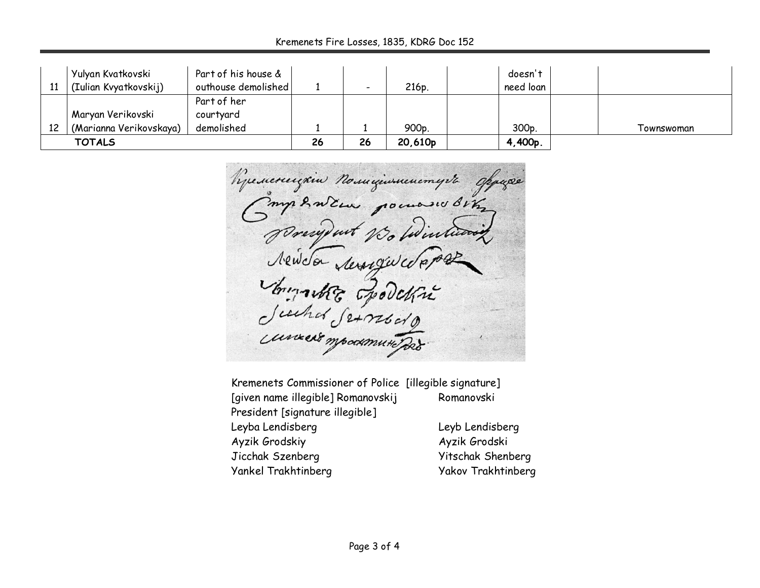| | | | | | | | | | |
|---|---|---|---|---|---|---|---|---|---|
| 11 | Yulyan Kvatkovski (Iulian Kvyatkovskij) | Part of his house & outhouse demolished | 1 | - | 216p. | | doesn't need loan | | |
| 12 | Maryan Verikovski (Marianna Verikovskaya) | Part of her courtyard demolished | 1 | 1 | 900p. | | 300p. | | Townswoman |
| | **TOTALS** | | **26** | **26** | **20,610p** | | **4,400p.** | | |

Kremenets Commissioner of Police [illegible signature]
[given name illegible] Romanovskij Romanovski
President [signature illegible]
Leyba Lendisberg Leyb Lendisberg
Ayzik Grodskiy Ayzik Grodski
Jicchak Szenberg Yitschak Shenberg
Yankel Trakhtinberg Yakov Trakhtinberg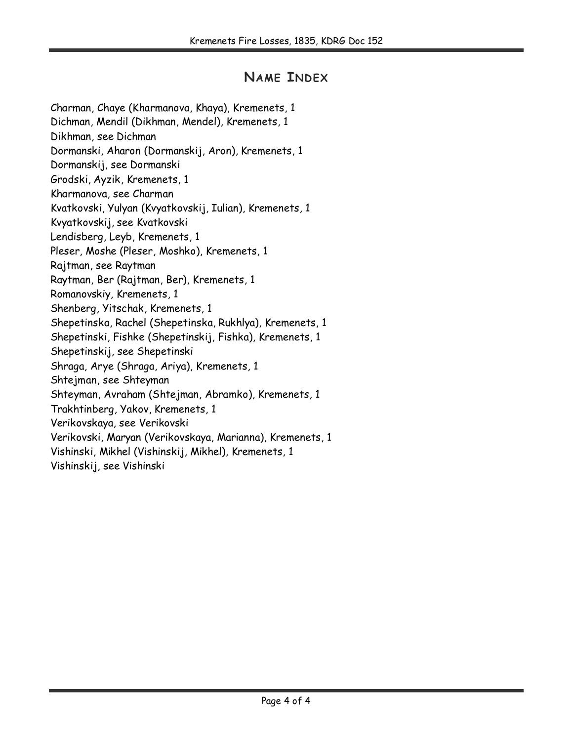## Name Index

Charman, Chaye (Kharmanova, Khaya), Kremenets, 1
Dichman, Mendil (Dikhman, Mendel), Kremenets, 1
Dikhman, see Dichman
Dormanski, Aharon (Dormanskij, Aron), Kremenets, 1
Dormanskij, see Dormanski
Grodski, Ayzik, Kremenets, 1
Kharmanova, see Charman
Kvatkovski, Yulyan (Kvyatkovskij, Iulian), Kremenets, 1
Kvyatkovskij, see Kvatkovski
Lendisberg, Leyb, Kremenets, 1
Pleser, Moshe (Pleser, Moshko), Kremenets, 1
Rajtman, see Raytman
Raytman, Ber (Rajtman, Ber), Kremenets, 1
Romanovskiy, Kremenets, 1
Shenberg, Yitschak, Kremenets, 1
Shepetinska, Rachel (Shepetinska, Rukhlya), Kremenets, 1
Shepetinski, Fishke (Shepetinskij, Fishka), Kremenets, 1
Shepetinskij, see Shepetinski
Shraga, Arye (Shraga, Ariya), Kremenets, 1
Shtejman, see Shteyman
Shteyman, Avraham (Shtejman, Abramko), Kremenets, 1
Trakhtinberg, Yakov, Kremenets, 1
Verikovskaya, see Verikovski
Verikovski, Maryan (Verikovskaya, Marianna), Kremenets, 1
Vishinski, Mikhel (Vishinskij, Mikhel), Kremenets, 1
Vishinskij, see Vishinski